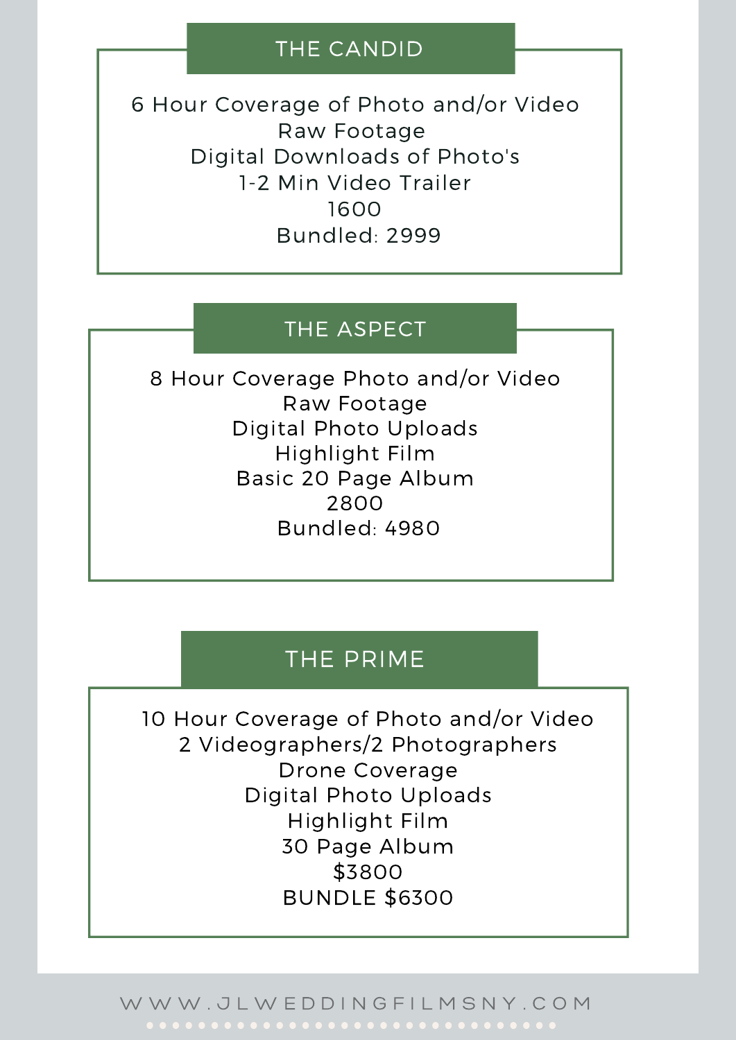## THE CANDID

6 Hour Coverage of Photo and/or Video
Raw Footage
Digital Downloads of Photo's
1-2 Min Video Trailer
1600
Bundled: 2999

## THE ASPECT

8 Hour Coverage Photo and/or Video
Raw Footage
Digital Photo Uploads
Highlight Film
Basic 20 Page Album
2800
Bundled: 4980

## THE PRIME

10 Hour Coverage of Photo and/or Video
2 Videographers/2 Photographers
Drone Coverage
Digital Photo Uploads
Highlight Film
30 Page Album
$3800
BUNDLE $6300

WWW.JLWEDDINGFILMSNY.COM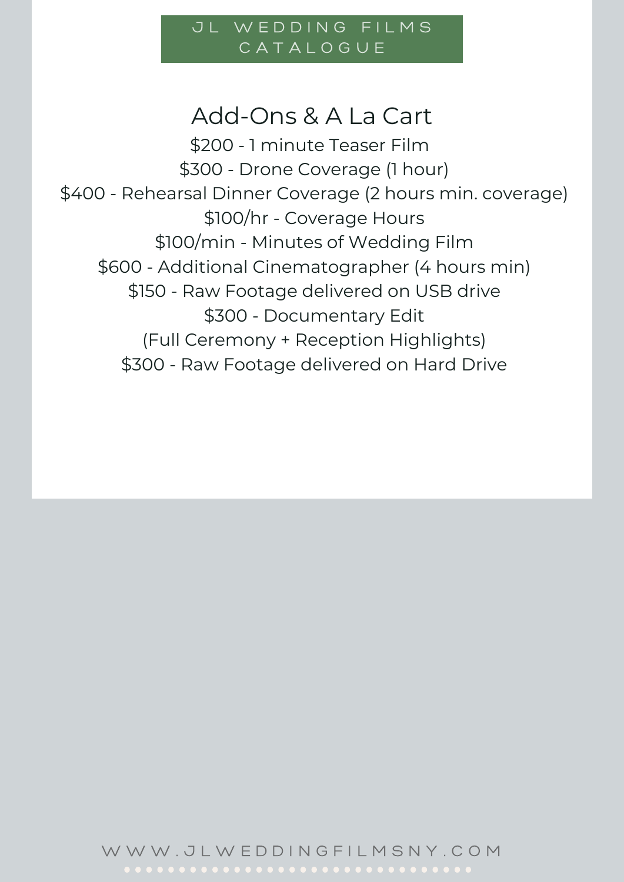JL WEDDING FILMS CATALOGUE

## Add-Ons & A La Cart

$200 - 1 minute Teaser Film
$300 - Drone Coverage (1 hour)
$400 - Rehearsal Dinner Coverage (2 hours min. coverage)
$100/hr - Coverage Hours
$100/min - Minutes of Wedding Film
$600 - Additional Cinematographer (4 hours min)
$150 - Raw Footage delivered on USB drive
$300 - Documentary Edit
(Full Ceremony + Reception Highlights)
$300 - Raw Footage delivered on Hard Drive

WWW.JLWEDDINGFILMSNY.COM